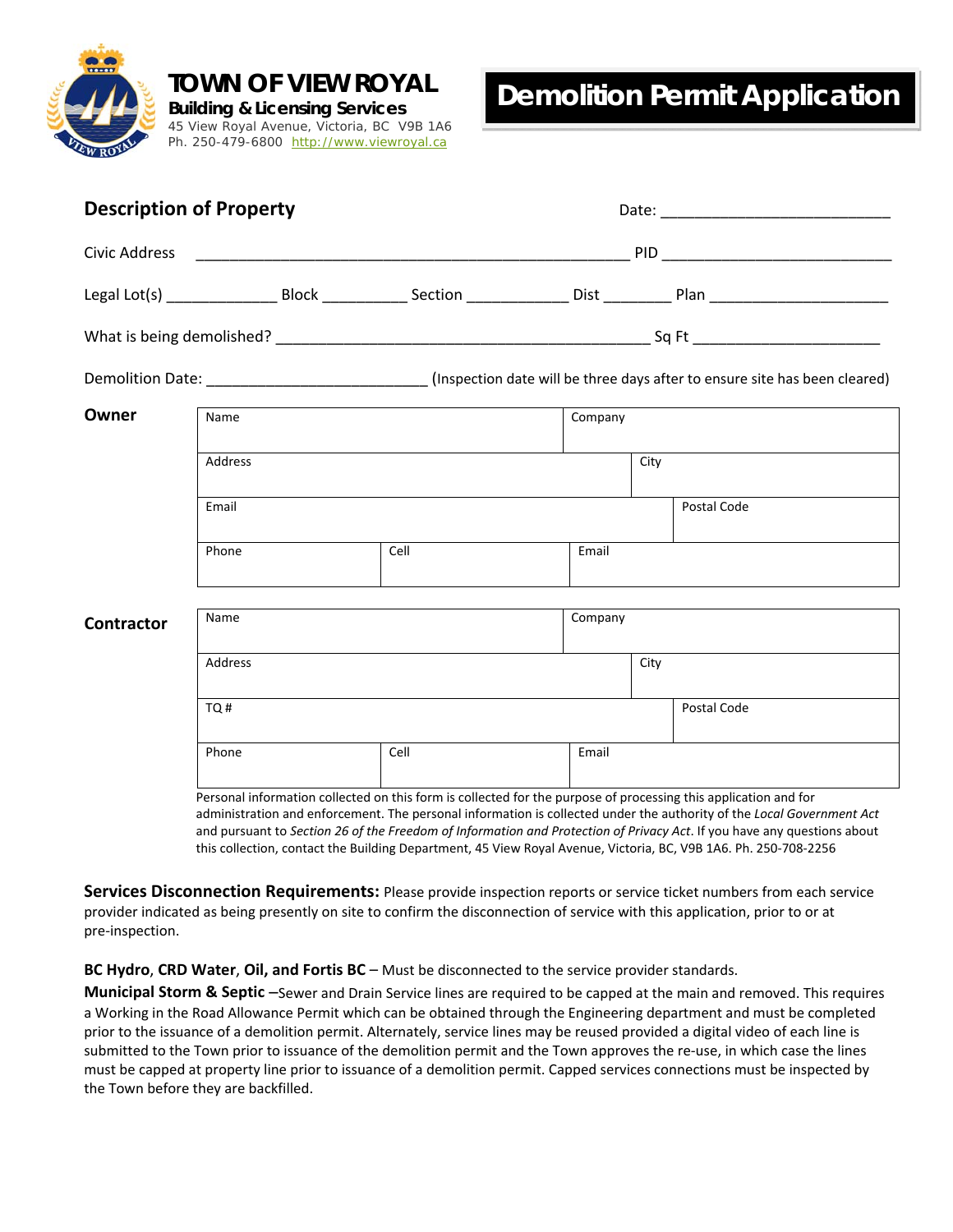# TOWN OF VIEW ROYAL

**Building & Licensing Services**

45 View Royal Avenue, Victoria, BC V9B 1A6
Ph. 250-479-6800 http://www.viewroyal.ca

# Demolition Permit Application

## Description of Property

Date: ___________________________

Civic Address ____________________________________________________ PID ___________________________

Legal Lot(s) _____________ Block __________ Section ____________ Dist ________ Plan _____________________

What is being demolished? ____________________________________________ Sq Ft _____________________

Demolition Date: __________________________ (Inspection date will be three days after to ensure site has been cleared)

**Owner**

| | |
|---|---|
| Name | Company |
| Address | City |
| Email | Postal Code |
| Phone / Cell | Email |

**Contractor**

| | |
|---|---|
| Name | Company |
| Address | City |
| TQ # | Postal Code |
| Phone / Cell | Email |

Personal information collected on this form is collected for the purpose of processing this application and for administration and enforcement. The personal information is collected under the authority of the *Local Government Act* and pursuant to *Section 26 of the Freedom of Information and Protection of Privacy Act*. If you have any questions about this collection, contact the Building Department, 45 View Royal Avenue, Victoria, BC, V9B 1A6. Ph. 250-708-2256

**Services Disconnection Requirements:** Please provide inspection reports or service ticket numbers from each service provider indicated as being presently on site to confirm the disconnection of service with this application, prior to or at pre-inspection.

**BC Hydro**, **CRD Water**, **Oil, and Fortis BC** – Must be disconnected to the service provider standards.

**Municipal Storm & Septic** –Sewer and Drain Service lines are required to be capped at the main and removed. This requires a Working in the Road Allowance Permit which can be obtained through the Engineering department and must be completed prior to the issuance of a demolition permit. Alternately, service lines may be reused provided a digital video of each line is submitted to the Town prior to issuance of the demolition permit and the Town approves the re-use, in which case the lines must be capped at property line prior to issuance of a demolition permit. Capped services connections must be inspected by the Town before they are backfilled.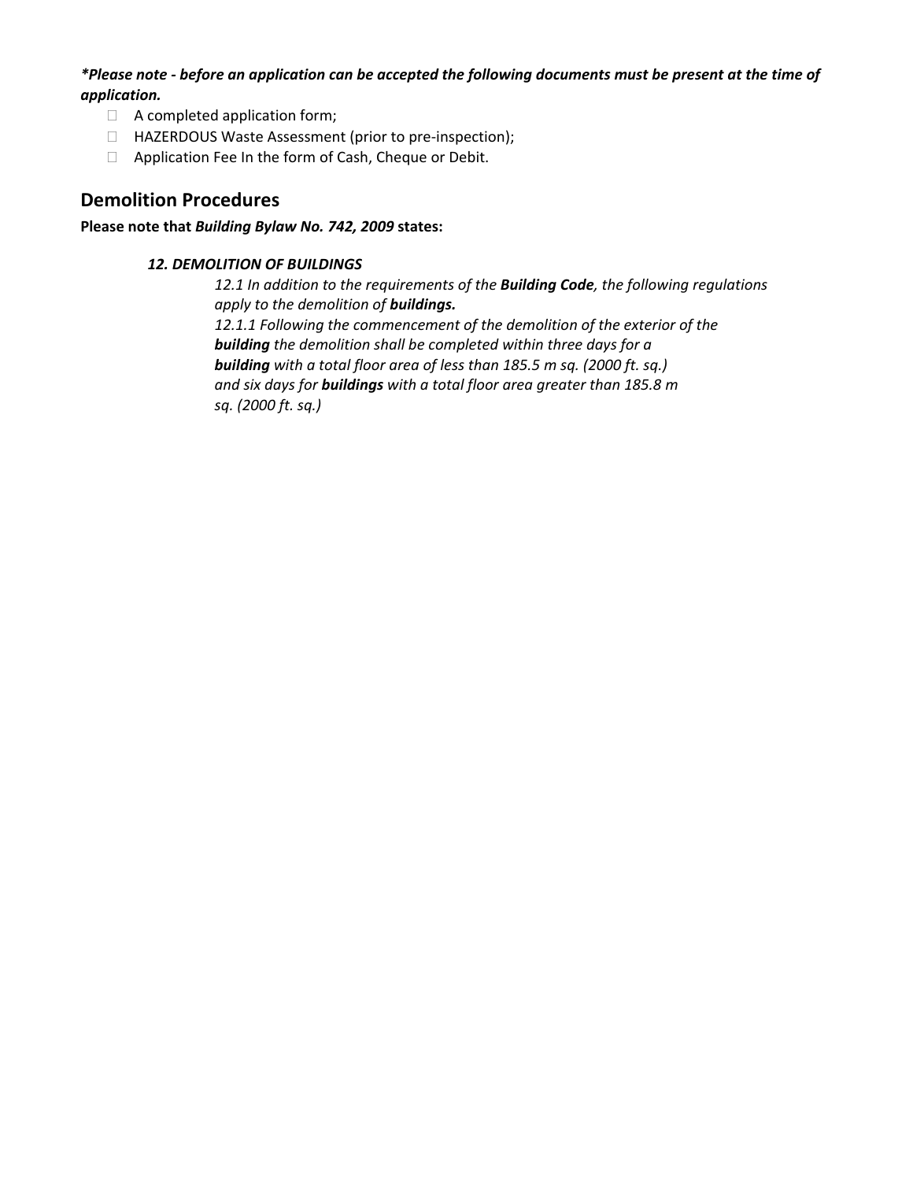***Please note - before an application can be accepted the following documents must be present at the time of application.**

- A completed application form;
- HAZERDOUS Waste Assessment (prior to pre-inspection);
- Application Fee In the form of Cash, Cheque or Debit.

## Demolition Procedures

**Please note that *Building Bylaw No. 742, 2009* states:**

> ***12. DEMOLITION OF BUILDINGS***
>
> *12.1 In addition to the requirements of the **Building Code**, the following regulations apply to the demolition of **buildings.***
>
> *12.1.1 Following the commencement of the demolition of the exterior of the **building** the demolition shall be completed within three days for a **building** with a total floor area of less than 185.5 m sq. (2000 ft. sq.) and six days for **buildings** with a total floor area greater than 185.8 m sq. (2000 ft. sq.)*